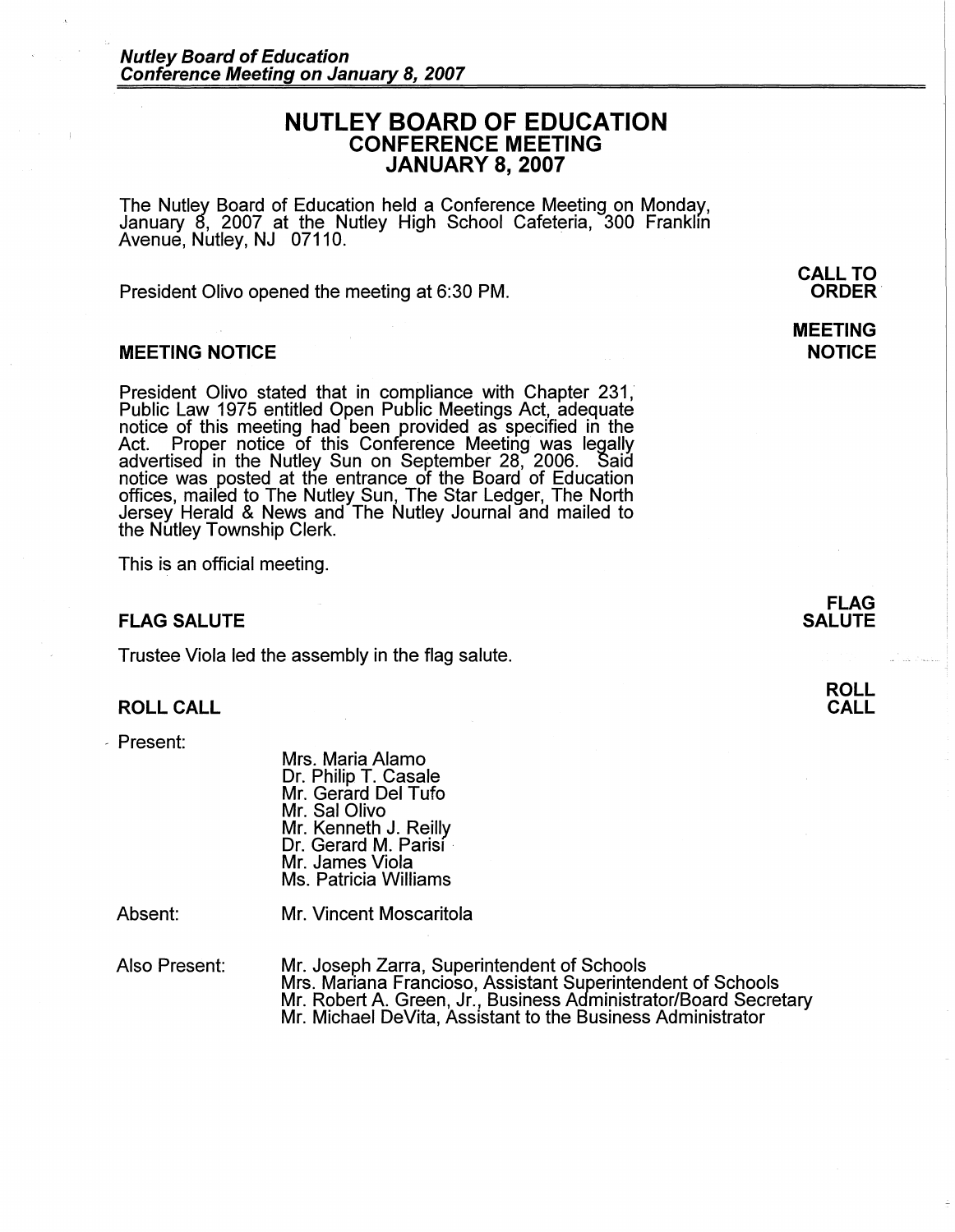# NUTLEY BOARD OF EDUCATION
## CONFERENCE MEETING
## JANUARY 8, 2007

The Nutley Board of Education held a Conference Meeting on Monday, January 8, 2007 at the Nutley High School Cafeteria, 300 Franklin Avenue, Nutley, NJ 07110.

**CALL TO ORDER**

President Olivo opened the meeting at 6:30 PM.

### MEETING NOTICE

President Olivo stated that in compliance with Chapter 231, Public Law 1975 entitled Open Public Meetings Act, adequate notice of this meeting had been provided as specified in the Act. Proper notice of this Conference Meeting was legally advertised in the Nutley Sun on September 28, 2006. Said notice was posted at the entrance of the Board of Education offices, mailed to The Nutley Sun, The Star Ledger, The North Jersey Herald & News and The Nutley Journal and mailed to the Nutley Township Clerk.

This is an official meeting.

### FLAG SALUTE

Trustee Viola led the assembly in the flag salute.

### ROLL CALL

Present:

- Mrs. Maria Alamo
- Dr. Philip T. Casale
- Mr. Gerard Del Tufo
- Mr. Sal Olivo
- Mr. Kenneth J. Reilly
- Dr. Gerard M. Parisi
- Mr. James Viola
- Ms. Patricia Williams

Absent: Mr. Vincent Moscaritola

Also Present:

- Mr. Joseph Zarra, Superintendent of Schools
- Mrs. Mariana Francioso, Assistant Superintendent of Schools
- Mr. Robert A. Green, Jr., Business Administrator/Board Secretary
- Mr. Michael DeVita, Assistant to the Business Administrator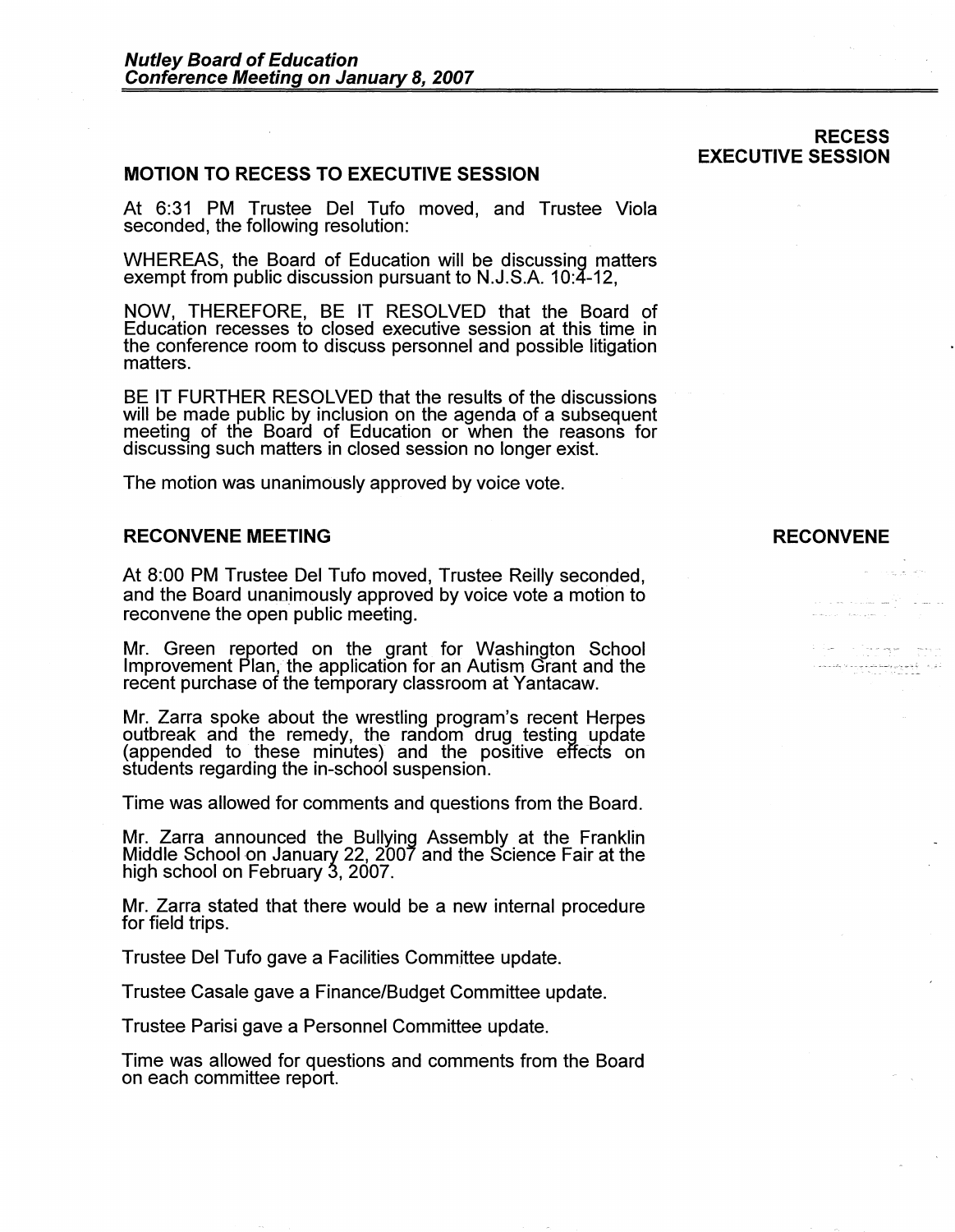**RECESS EXECUTIVE SESSION**

## MOTION TO RECESS TO EXECUTIVE SESSION

At 6:31 PM Trustee Del Tufo moved, and Trustee Viola seconded, the following resolution:

WHEREAS, the Board of Education will be discussing matters exempt from public discussion pursuant to N.J.S.A. 10:4-12,

NOW, THEREFORE, BE IT RESOLVED that the Board of Education recesses to closed executive session at this time in the conference room to discuss personnel and possible litigation matters.

BE IT FURTHER RESOLVED that the results of the discussions will be made public by inclusion on the agenda of a subsequent meeting of the Board of Education or when the reasons for discussing such matters in closed session no longer exist.

The motion was unanimously approved by voice vote.

**RECONVENE**

## RECONVENE MEETING

At 8:00 PM Trustee Del Tufo moved, Trustee Reilly seconded, and the Board unanimously approved by voice vote a motion to reconvene the open public meeting.

Mr. Green reported on the grant for Washington School Improvement Plan, the application for an Autism Grant and the recent purchase of the temporary classroom at Yantacaw.

Mr. Zarra spoke about the wrestling program's recent Herpes outbreak and the remedy, the random drug testing update (appended to these minutes) and the positive effects on students regarding the in-school suspension.

Time was allowed for comments and questions from the Board.

Mr. Zarra announced the Bullying Assembly at the Franklin Middle School on January 22, 2007 and the Science Fair at the high school on February 3, 2007.

Mr. Zarra stated that there would be a new internal procedure for field trips.

Trustee Del Tufo gave a Facilities Committee update.

Trustee Casale gave a Finance/Budget Committee update.

Trustee Parisi gave a Personnel Committee update.

Time was allowed for questions and comments from the Board on each committee report.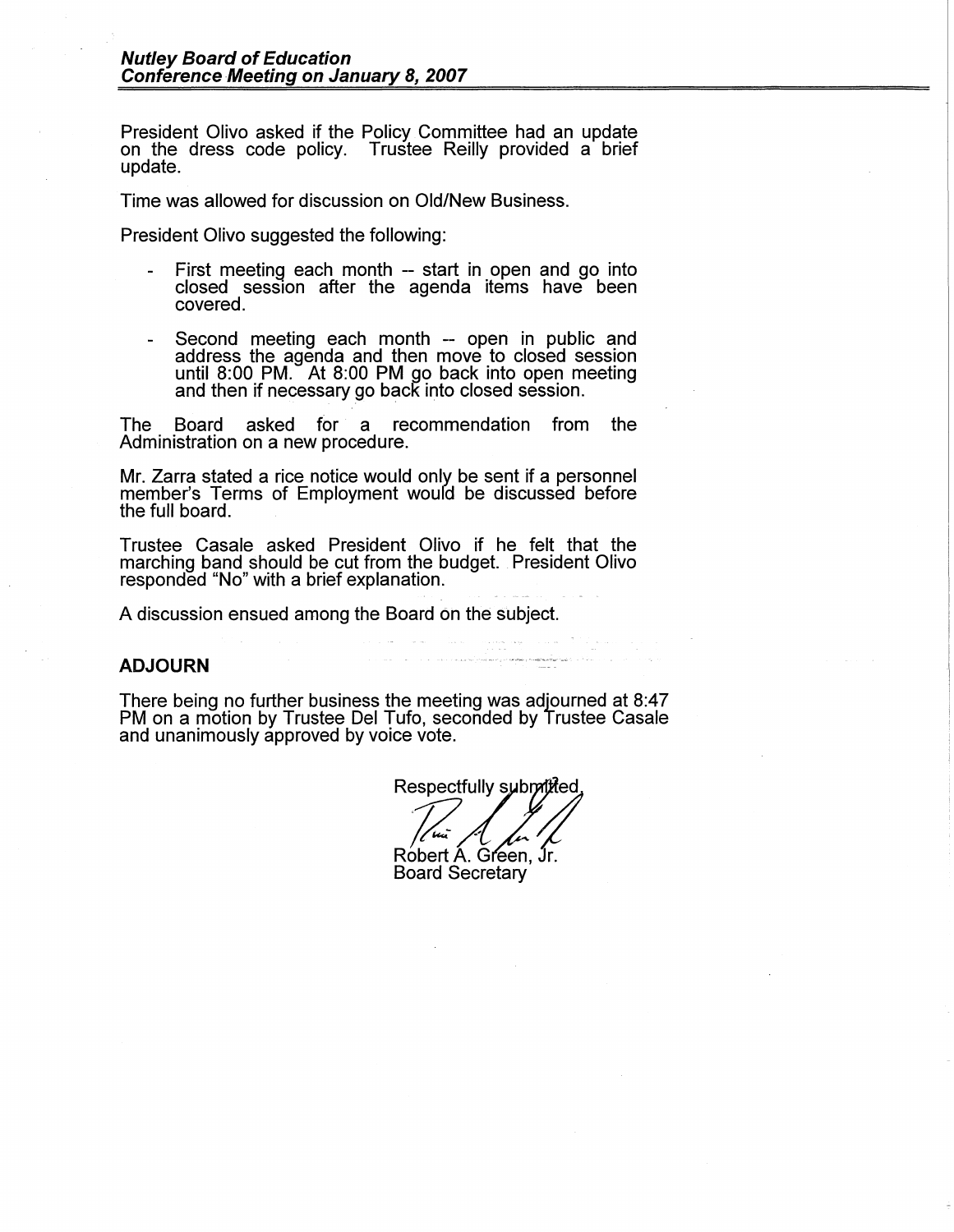President Olivo asked if the Policy Committee had an update on the dress code policy. Trustee Reilly provided a brief update.

Time was allowed for discussion on Old/New Business.

President Olivo suggested the following:

- First meeting each month -- start in open and go into closed session after the agenda items have been covered.

- Second meeting each month -- open in public and address the agenda and then move to closed session until 8:00 PM. At 8:00 PM go back into open meeting and then if necessary go back into closed session.

The Board asked for a recommendation from the Administration on a new procedure.

Mr. Zarra stated a rice notice would only be sent if a personnel member's Terms of Employment would be discussed before the full board.

Trustee Casale asked President Olivo if he felt that the marching band should be cut from the budget. President Olivo responded "No" with a brief explanation.

A discussion ensued among the Board on the subject.

## ADJOURN

There being no further business the meeting was adjourned at 8:47 PM on a motion by Trustee Del Tufo, seconded by Trustee Casale and unanimously approved by voice vote.

Respectfully submitted,

Robert A. Green, Jr.
Board Secretary